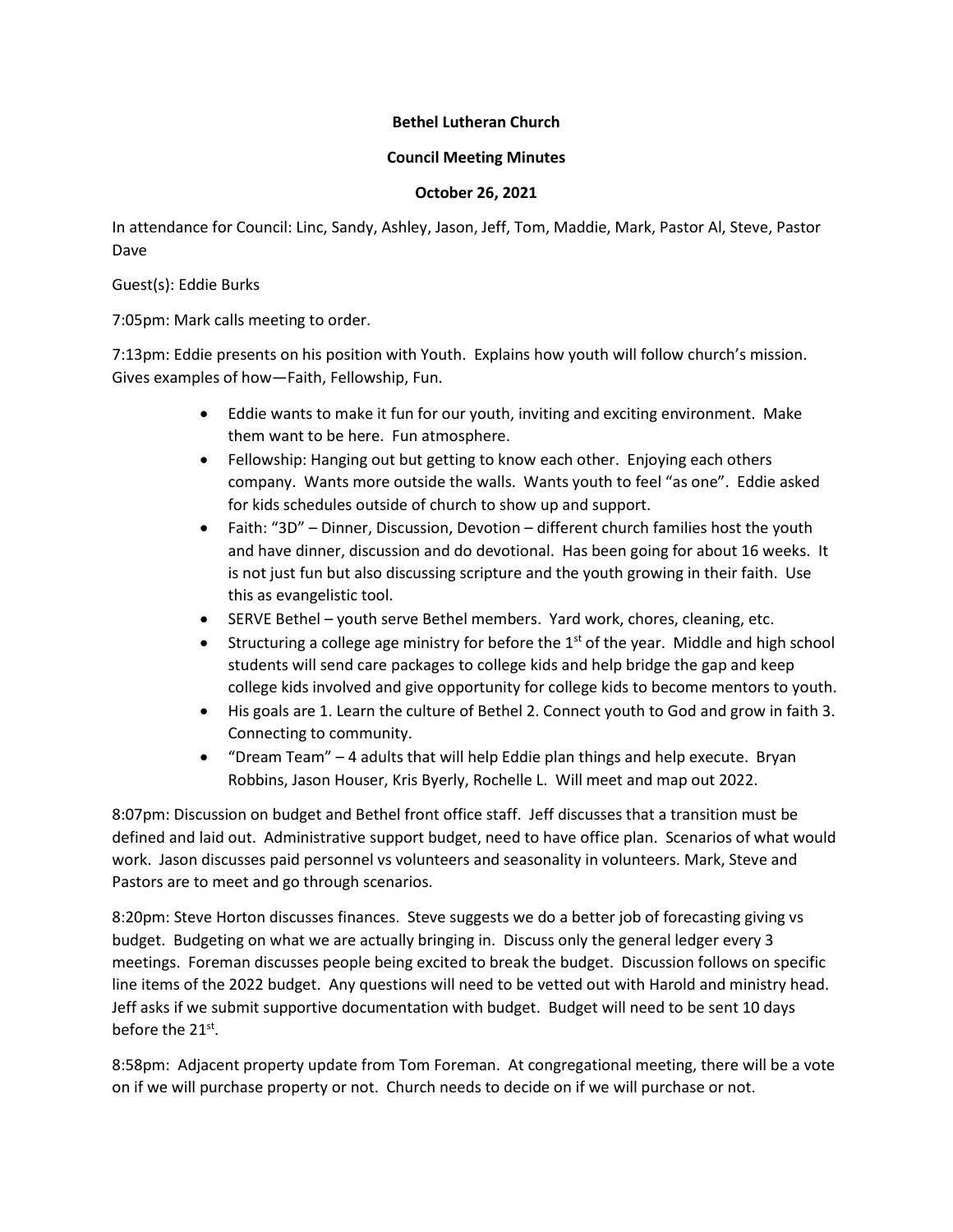**Bethel Lutheran Church**

**Council Meeting Minutes**

**October 26, 2021**

In attendance for Council: Linc, Sandy, Ashley, Jason, Jeff, Tom, Maddie, Mark, Pastor Al, Steve, Pastor Dave

Guest(s): Eddie Burks

7:05pm: Mark calls meeting to order.

7:13pm: Eddie presents on his position with Youth. Explains how youth will follow church's mission. Gives examples of how—Faith, Fellowship, Fun.

- Eddie wants to make it fun for our youth, inviting and exciting environment. Make them want to be here. Fun atmosphere.
- Fellowship: Hanging out but getting to know each other. Enjoying each others company. Wants more outside the walls. Wants youth to feel "as one". Eddie asked for kids schedules outside of church to show up and support.
- Faith: "3D" – Dinner, Discussion, Devotion – different church families host the youth and have dinner, discussion and do devotional. Has been going for about 16 weeks. It is not just fun but also discussing scripture and the youth growing in their faith. Use this as evangelistic tool.
- SERVE Bethel – youth serve Bethel members. Yard work, chores, cleaning, etc.
- Structuring a college age ministry for before the 1st of the year. Middle and high school students will send care packages to college kids and help bridge the gap and keep college kids involved and give opportunity for college kids to become mentors to youth.
- His goals are 1. Learn the culture of Bethel 2. Connect youth to God and grow in faith 3. Connecting to community.
- "Dream Team" – 4 adults that will help Eddie plan things and help execute. Bryan Robbins, Jason Houser, Kris Byerly, Rochelle L. Will meet and map out 2022.

8:07pm: Discussion on budget and Bethel front office staff. Jeff discusses that a transition must be defined and laid out. Administrative support budget, need to have office plan. Scenarios of what would work. Jason discusses paid personnel vs volunteers and seasonality in volunteers. Mark, Steve and Pastors are to meet and go through scenarios.

8:20pm: Steve Horton discusses finances. Steve suggests we do a better job of forecasting giving vs budget. Budgeting on what we are actually bringing in. Discuss only the general ledger every 3 meetings. Foreman discusses people being excited to break the budget. Discussion follows on specific line items of the 2022 budget. Any questions will need to be vetted out with Harold and ministry head. Jeff asks if we submit supportive documentation with budget. Budget will need to be sent 10 days before the 21st.

8:58pm: Adjacent property update from Tom Foreman. At congregational meeting, there will be a vote on if we will purchase property or not. Church needs to decide on if we will purchase or not.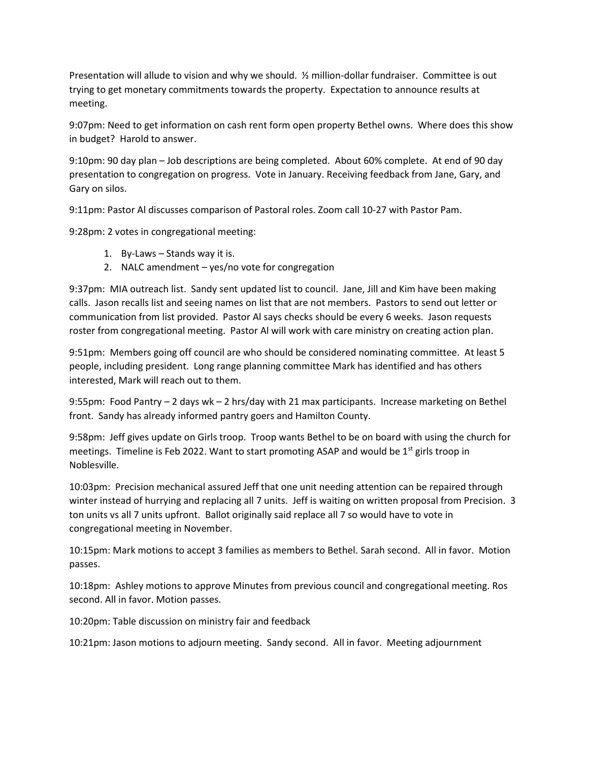Presentation will allude to vision and why we should.  ½ million-dollar fundraiser.  Committee is out trying to get monetary commitments towards the property.  Expectation to announce results at meeting.

9:07pm: Need to get information on cash rent form open property Bethel owns.  Where does this show in budget?  Harold to answer.

9:10pm: 90 day plan – Job descriptions are being completed.  About 60% complete.  At end of 90 day presentation to congregation on progress.  Vote in January. Receiving feedback from Jane, Gary, and Gary on silos.

9:11pm: Pastor Al discusses comparison of Pastoral roles. Zoom call 10-27 with Pastor Pam.

9:28pm: 2 votes in congregational meeting:

1. By-Laws – Stands way it is.
2. NALC amendment – yes/no vote for congregation

9:37pm:  MIA outreach list.  Sandy sent updated list to council.  Jane, Jill and Kim have been making calls.  Jason recalls list and seeing names on list that are not members.  Pastors to send out letter or communication from list provided.  Pastor Al says checks should be every 6 weeks.  Jason requests roster from congregational meeting.  Pastor Al will work with care ministry on creating action plan.

9:51pm:  Members going off council are who should be considered nominating committee.  At least 5 people, including president.  Long range planning committee Mark has identified and has others interested, Mark will reach out to them.

9:55pm:  Food Pantry – 2 days wk – 2 hrs/day with 21 max participants.  Increase marketing on Bethel front.  Sandy has already informed pantry goers and Hamilton County.

9:58pm:  Jeff gives update on Girls troop.  Troop wants Bethel to be on board with using the church for meetings.  Timeline is Feb 2022. Want to start promoting ASAP and would be 1st girls troop in Noblesville.

10:03pm:  Precision mechanical assured Jeff that one unit needing attention can be repaired through winter instead of hurrying and replacing all 7 units.  Jeff is waiting on written proposal from Precision.  3 ton units vs all 7 units upfront.  Ballot originally said replace all 7 so would have to vote in congregational meeting in November.

10:15pm: Mark motions to accept 3 families as members to Bethel. Sarah second.  All in favor.  Motion passes.

10:18pm:  Ashley motions to approve Minutes from previous council and congregational meeting. Ros second. All in favor. Motion passes.

10:20pm: Table discussion on ministry fair and feedback

10:21pm: Jason motions to adjourn meeting.  Sandy second.  All in favor.  Meeting adjournment